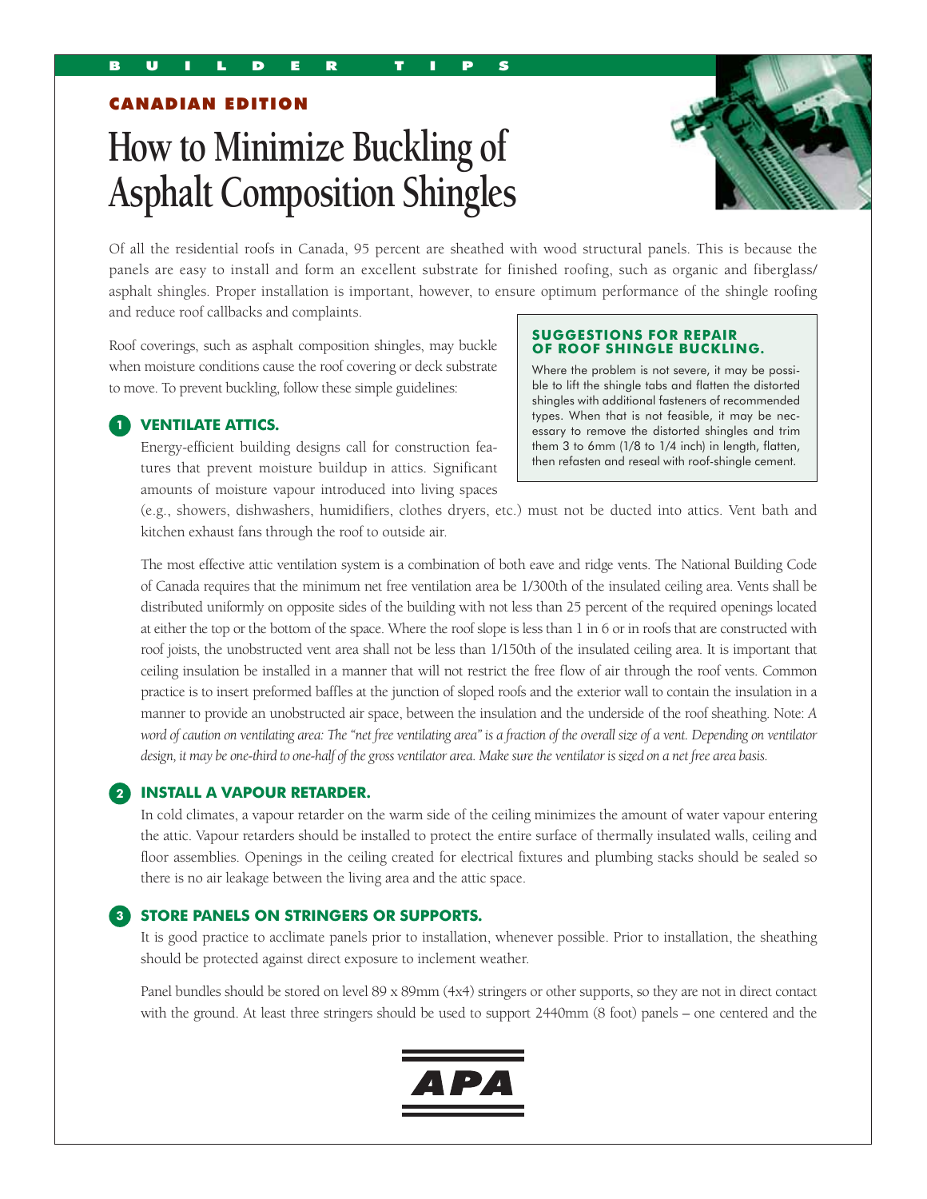BUILDER TIPS

**CANADIAN EDITION**

# How to Minimize Buckling of Asphalt Composition Shingles

Of all the residential roofs in Canada, 95 percent are sheathed with wood structural panels. This is because the panels are easy to install and form an excellent substrate for finished roofing, such as organic and fiberglass/asphalt shingles. Proper installation is important, however, to ensure optimum performance of the shingle roofing and reduce roof callbacks and complaints.

Roof coverings, such as asphalt composition shingles, may buckle when moisture conditions cause the roof covering or deck substrate to move. To prevent buckling, follow these simple guidelines:

**SUGGESTIONS FOR REPAIR OF ROOF SHINGLE BUCKLING.**

Where the problem is not severe, it may be possible to lift the shingle tabs and flatten the distorted shingles with additional fasteners of recommended types. When that is not feasible, it may be necessary to remove the distorted shingles and trim them 3 to 6mm (1/8 to 1/4 inch) in length, flatten, then refasten and reseal with roof-shingle cement.

## 1 VENTILATE ATTICS.

Energy-efficient building designs call for construction features that prevent moisture buildup in attics. Significant amounts of moisture vapour introduced into living spaces (e.g., showers, dishwashers, humidifiers, clothes dryers, etc.) must not be ducted into attics. Vent bath and kitchen exhaust fans through the roof to outside air.

The most effective attic ventilation system is a combination of both eave and ridge vents. The National Building Code of Canada requires that the minimum net free ventilation area be 1/300th of the insulated ceiling area. Vents shall be distributed uniformly on opposite sides of the building with not less than 25 percent of the required openings located at either the top or the bottom of the space. Where the roof slope is less than 1 in 6 or in roofs that are constructed with roof joists, the unobstructed vent area shall not be less than 1/150th of the insulated ceiling area. It is important that ceiling insulation be installed in a manner that will not restrict the free flow of air through the roof vents. Common practice is to insert preformed baffles at the junction of sloped roofs and the exterior wall to contain the insulation in a manner to provide an unobstructed air space, between the insulation and the underside of the roof sheathing. Note: *A word of caution on ventilating area: The "net free ventilating area" is a fraction of the overall size of a vent. Depending on ventilator design, it may be one-third to one-half of the gross ventilator area. Make sure the ventilator is sized on a net free area basis.*

## 2 INSTALL A VAPOUR RETARDER.

In cold climates, a vapour retarder on the warm side of the ceiling minimizes the amount of water vapour entering the attic. Vapour retarders should be installed to protect the entire surface of thermally insulated walls, ceiling and floor assemblies. Openings in the ceiling created for electrical fixtures and plumbing stacks should be sealed so there is no air leakage between the living area and the attic space.

## 3 STORE PANELS ON STRINGERS OR SUPPORTS.

It is good practice to acclimate panels prior to installation, whenever possible. Prior to installation, the sheathing should be protected against direct exposure to inclement weather.

Panel bundles should be stored on level 89 x 89mm (4x4) stringers or other supports, so they are not in direct contact with the ground. At least three stringers should be used to support 2440mm (8 foot) panels – one centered and the

APA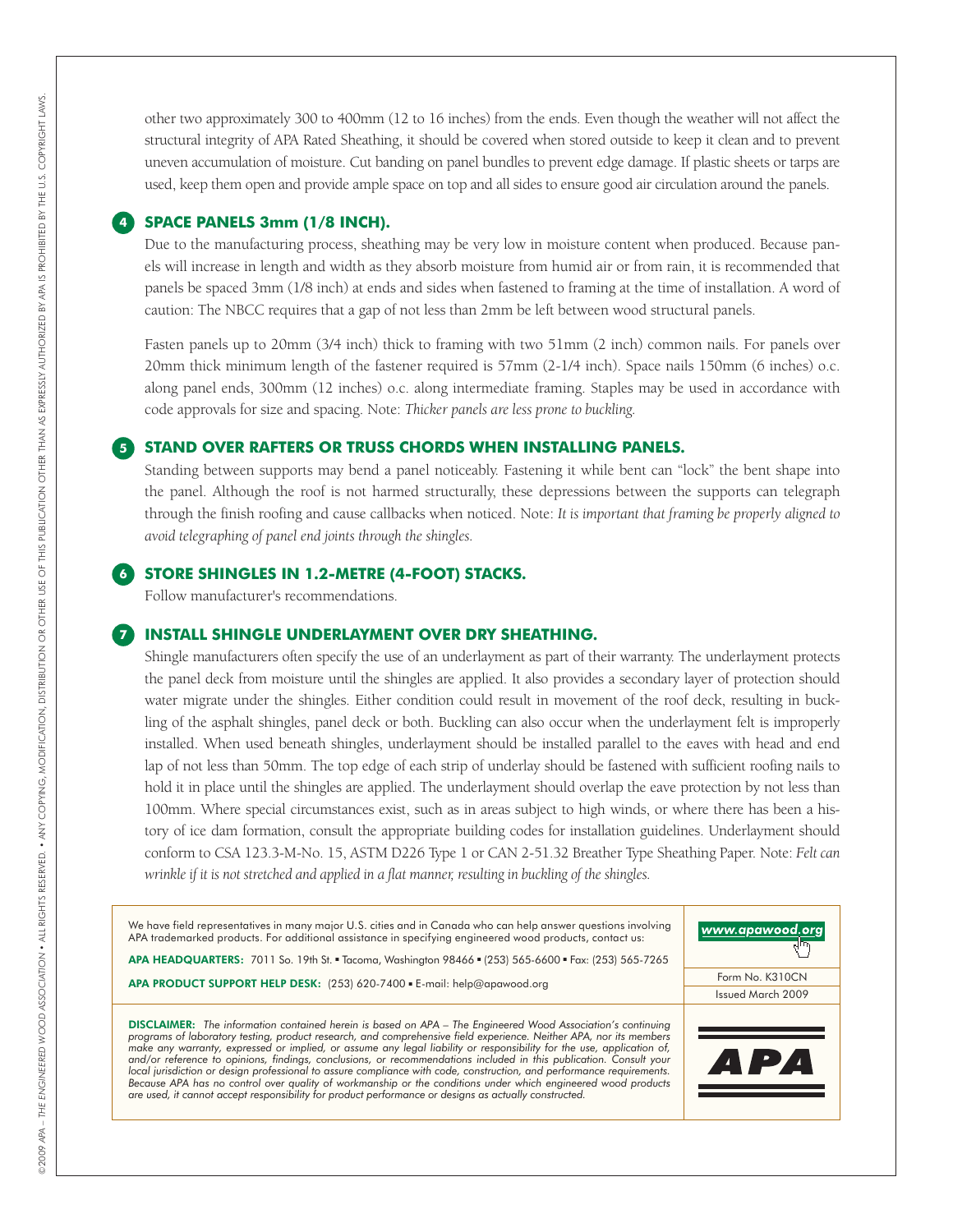other two approximately 300 to 400mm (12 to 16 inches) from the ends. Even though the weather will not affect the structural integrity of APA Rated Sheathing, it should be covered when stored outside to keep it clean and to prevent uneven accumulation of moisture. Cut banding on panel bundles to prevent edge damage. If plastic sheets or tarps are used, keep them open and provide ample space on top and all sides to ensure good air circulation around the panels.

## 4 SPACE PANELS 3mm (1/8 INCH).

Due to the manufacturing process, sheathing may be very low in moisture content when produced. Because panels will increase in length and width as they absorb moisture from humid air or from rain, it is recommended that panels be spaced 3mm (1/8 inch) at ends and sides when fastened to framing at the time of installation. A word of caution: The NBCC requires that a gap of not less than 2mm be left between wood structural panels.

Fasten panels up to 20mm (3/4 inch) thick to framing with two 51mm (2 inch) common nails. For panels over 20mm thick minimum length of the fastener required is 57mm (2-1/4 inch). Space nails 150mm (6 inches) o.c. along panel ends, 300mm (12 inches) o.c. along intermediate framing. Staples may be used in accordance with code approvals for size and spacing. Note: *Thicker panels are less prone to buckling.*

## 5 STAND OVER RAFTERS OR TRUSS CHORDS WHEN INSTALLING PANELS.

Standing between supports may bend a panel noticeably. Fastening it while bent can "lock" the bent shape into the panel. Although the roof is not harmed structurally, these depressions between the supports can telegraph through the finish roofing and cause callbacks when noticed. Note: *It is important that framing be properly aligned to avoid telegraphing of panel end joints through the shingles.*

## 6 STORE SHINGLES IN 1.2-METRE (4-FOOT) STACKS.

Follow manufacturer's recommendations.

## 7 INSTALL SHINGLE UNDERLAYMENT OVER DRY SHEATHING.

Shingle manufacturers often specify the use of an underlayment as part of their warranty. The underlayment protects the panel deck from moisture until the shingles are applied. It also provides a secondary layer of protection should water migrate under the shingles. Either condition could result in movement of the roof deck, resulting in buckling of the asphalt shingles, panel deck or both. Buckling can also occur when the underlayment felt is improperly installed. When used beneath shingles, underlayment should be installed parallel to the eaves with head and end lap of not less than 50mm. The top edge of each strip of underlay should be fastened with sufficient roofing nails to hold it in place until the shingles are applied. The underlayment should overlap the eave protection by not less than 100mm. Where special circumstances exist, such as in areas subject to high winds, or where there has been a history of ice dam formation, consult the appropriate building codes for installation guidelines. Underlayment should conform to CSA 123.3-M-No. 15, ASTM D226 Type 1 or CAN 2-51.32 Breather Type Sheathing Paper. Note: *Felt can wrinkle if it is not stretched and applied in a flat manner, resulting in buckling of the shingles.*

---

We have field representatives in many major U.S. cities and in Canada who can help answer questions involving APA trademarked products. For additional assistance in specifying engineered wood products, contact us:

**APA HEADQUARTERS:** 7011 So. 19th St. ▪ Tacoma, Washington 98466 ▪ (253) 565-6600 ▪ Fax: (253) 565-7265

**APA PRODUCT SUPPORT HELP DESK:** (253) 620-7400 ▪ E-mail: help@apawood.org

*www.apawood.org*

Form No. K310CN

Issued March 2009

**DISCLAIMER:** *The information contained herein is based on APA – The Engineered Wood Association's continuing programs of laboratory testing, product research, and comprehensive field experience. Neither APA, nor its members make any warranty, expressed or implied, or assume any legal liability or responsibility for the use, application of, and/or reference to opinions, findings, conclusions, or recommendations included in this publication. Consult your local jurisdiction or design professional to assure compliance with code, construction, and performance requirements. Because APA has no control over quality of workmanship or the conditions under which engineered wood products are used, it cannot accept responsibility for product performance or designs as actually constructed.*

**APA**

©2009 APA – THE ENGINEERED WOOD ASSOCIATION • ALL RIGHTS RESERVED. • ANY COPYING, MODIFICATION, DISTRIBUTION OR OTHER USE OF THIS PUBLICATION OTHER THAN AS EXPRESSLY AUTHORIZED BY APA IS PROHIBITED BY THE U.S. COPYRIGHT LAWS.